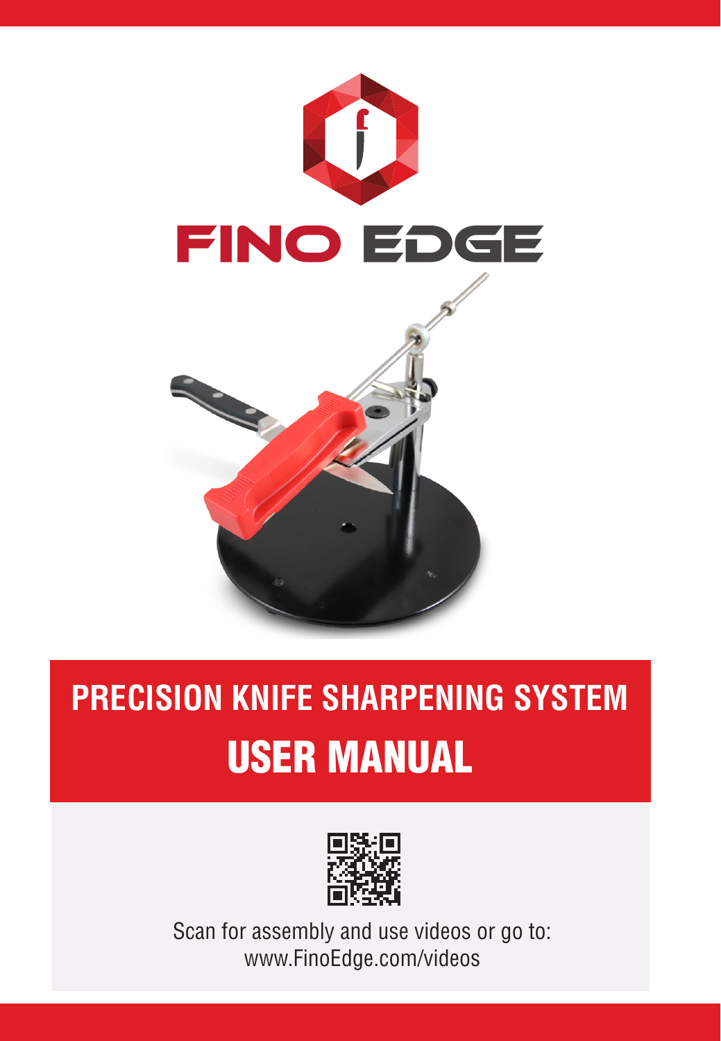# FINO EDGE

## PRECISION KNIFE SHARPENING SYSTEM

# USER MANUAL

Scan for assembly and use videos or go to:
www.FinoEdge.com/videos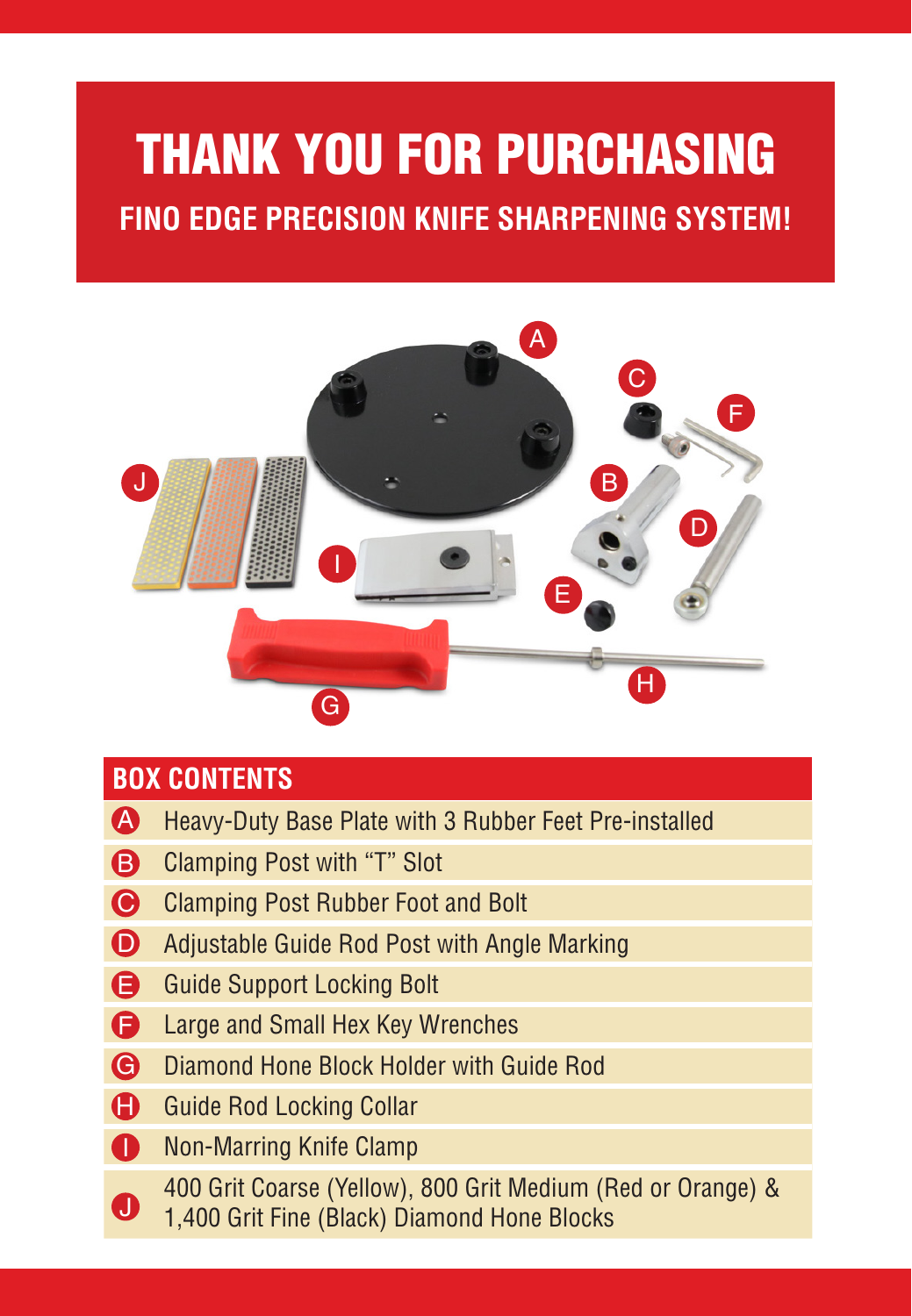# THANK YOU FOR PURCHASING

## FINO EDGE PRECISION KNIFE SHARPENING SYSTEM!

## BOX CONTENTS

| | |
|---|---|
| A | Heavy-Duty Base Plate with 3 Rubber Feet Pre-installed |
| B | Clamping Post with "T" Slot |
| C | Clamping Post Rubber Foot and Bolt |
| D | Adjustable Guide Rod Post with Angle Marking |
| E | Guide Support Locking Bolt |
| F | Large and Small Hex Key Wrenches |
| G | Diamond Hone Block Holder with Guide Rod |
| H | Guide Rod Locking Collar |
| I | Non-Marring Knife Clamp |
| J | 400 Grit Coarse (Yellow), 800 Grit Medium (Red or Orange) & 1,400 Grit Fine (Black) Diamond Hone Blocks |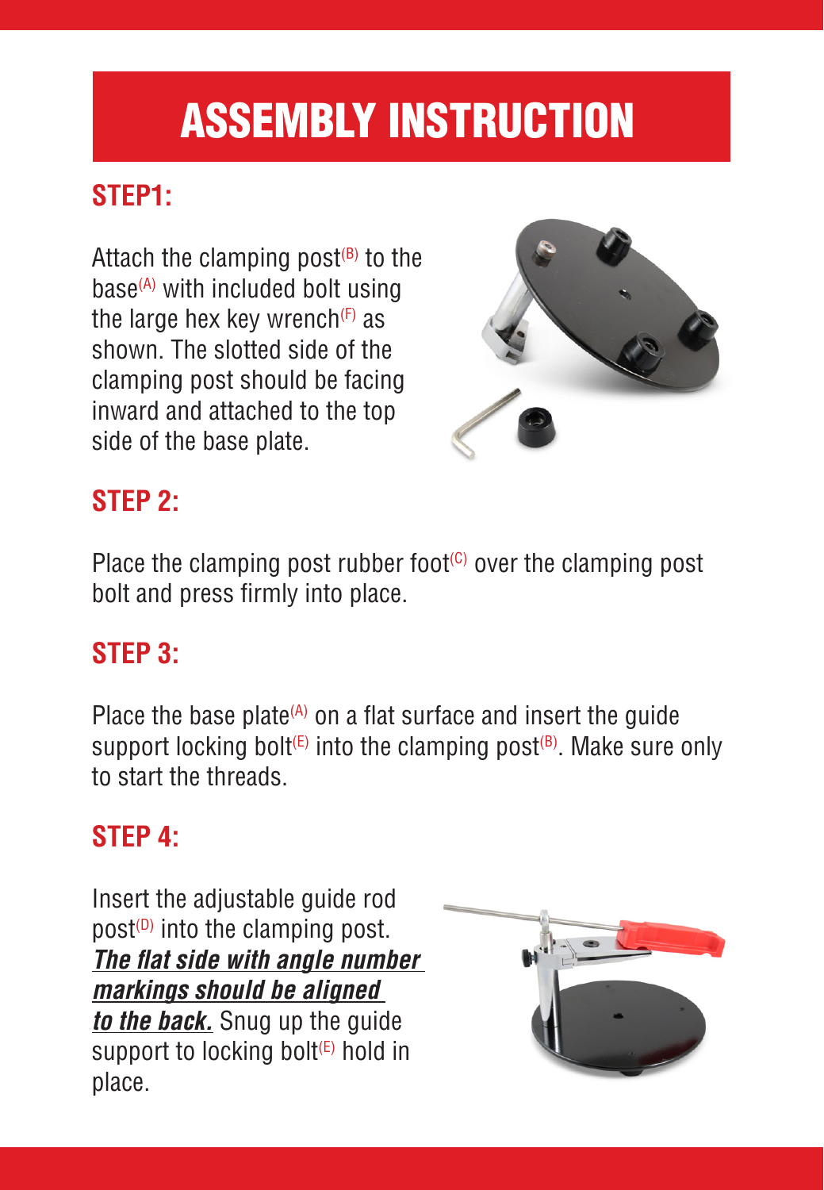# ASSEMBLY INSTRUCTION

## STEP1:

Attach the clamping post(B) to the base(A) with included bolt using the large hex key wrench(F) as shown. The slotted side of the clamping post should be facing inward and attached to the top side of the base plate.

## STEP 2:

Place the clamping post rubber foot(C) over the clamping post bolt and press firmly into place.

## STEP 3:

Place the base plate(A) on a flat surface and insert the guide support locking bolt(E) into the clamping post(B). Make sure only to start the threads.

## STEP 4:

Insert the adjustable guide rod post(D) into the clamping post. ***The flat side with angle number markings should be aligned to the back.*** Snug up the guide support to locking bolt(E) hold in place.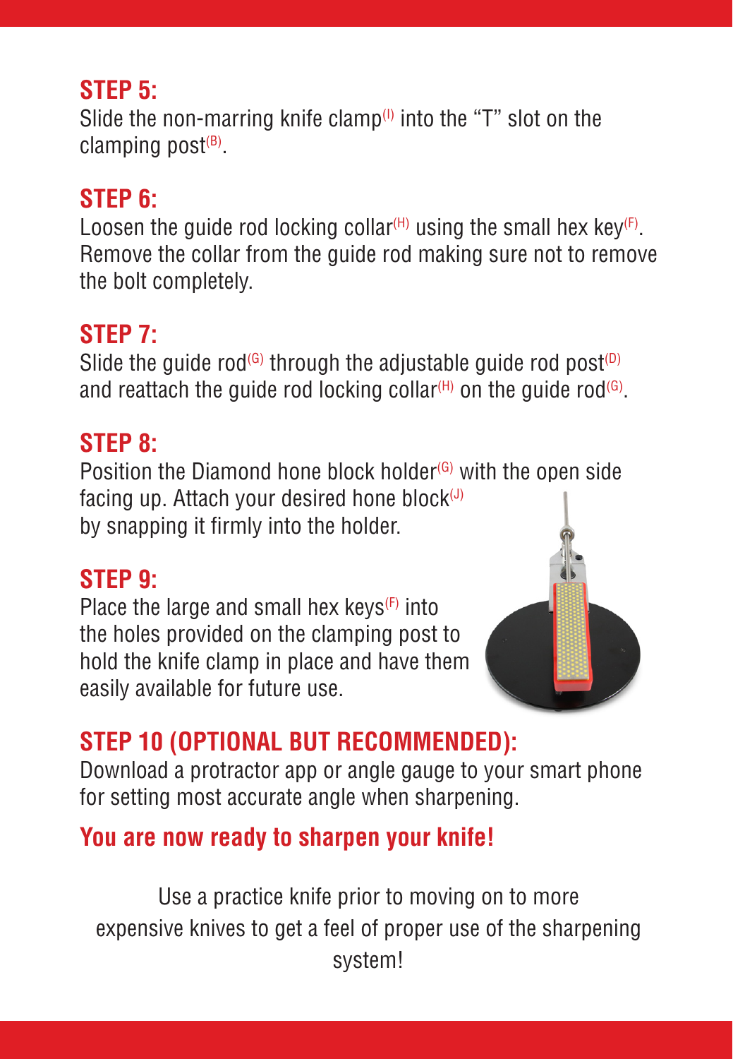## STEP 5:

Slide the non-marring knife clamp[I] into the "T" slot on the clamping post[B].

## STEP 6:

Loosen the guide rod locking collar[H] using the small hex key[F]. Remove the collar from the guide rod making sure not to remove the bolt completely.

## STEP 7:

Slide the guide rod[G] through the adjustable guide rod post[D] and reattach the guide rod locking collar[H] on the guide rod[G].

## STEP 8:

Position the Diamond hone block holder[G] with the open side facing up. Attach your desired hone block[J] by snapping it firmly into the holder.

## STEP 9:

Place the large and small hex keys[F] into the holes provided on the clamping post to hold the knife clamp in place and have them easily available for future use.

## STEP 10 (OPTIONAL BUT RECOMMENDED):

Download a protractor app or angle gauge to your smart phone for setting most accurate angle when sharpening.

## You are now ready to sharpen your knife!

Use a practice knife prior to moving on to more expensive knives to get a feel of proper use of the sharpening system!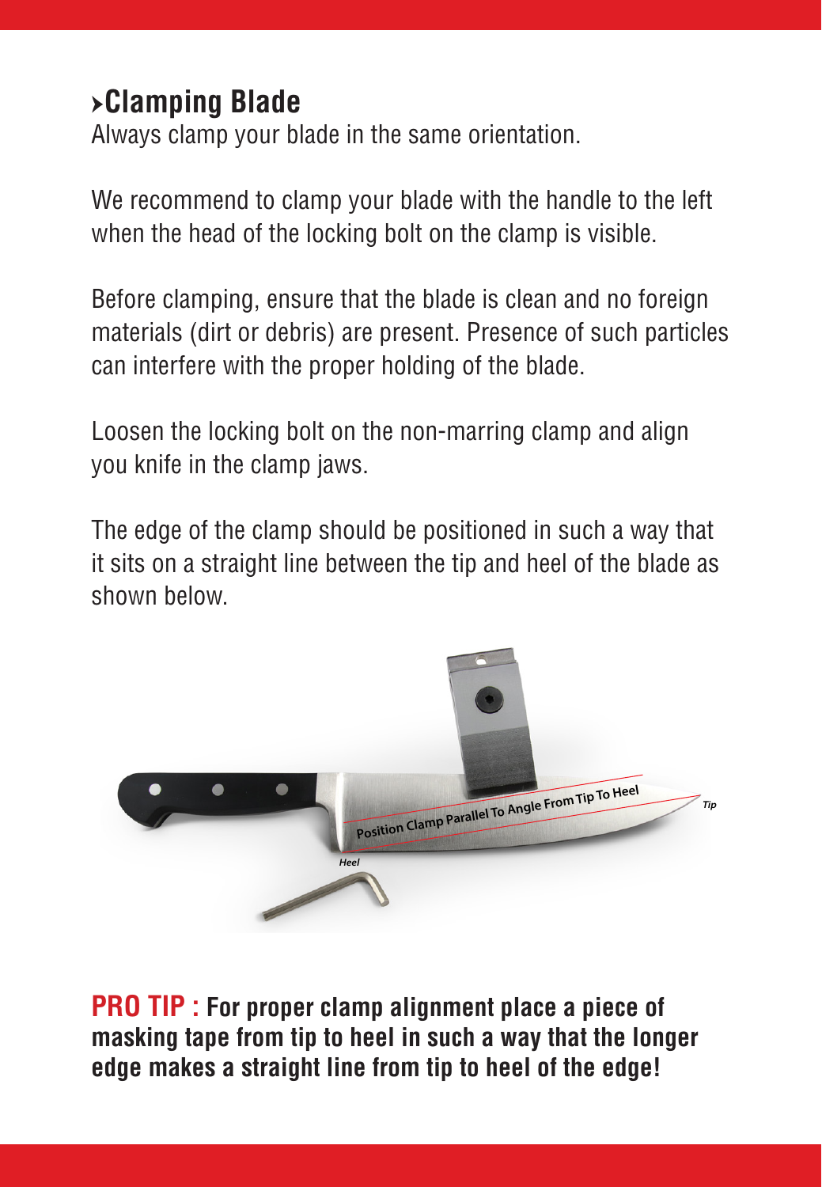## ›Clamping Blade

Always clamp your blade in the same orientation.

We recommend to clamp your blade with the handle to the left when the head of the locking bolt on the clamp is visible.

Before clamping, ensure that the blade is clean and no foreign materials (dirt or debris) are present. Presence of such particles can interfere with the proper holding of the blade.

Loosen the locking bolt on the non-marring clamp and align you knife in the clamp jaws.

The edge of the clamp should be positioned in such a way that it sits on a straight line between the tip and heel of the blade as shown below.

**PRO TIP : For proper clamp alignment place a piece of masking tape from tip to heel in such a way that the longer edge makes a straight line from tip to heel of the edge!**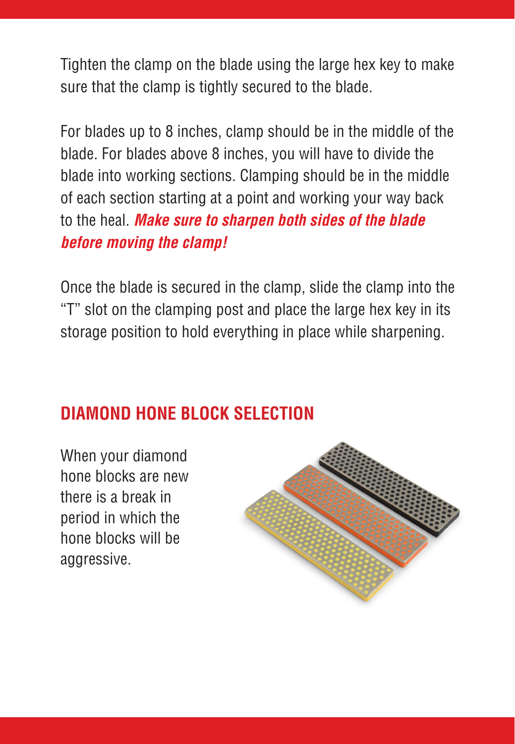Tighten the clamp on the blade using the large hex key to make sure that the clamp is tightly secured to the blade.

For blades up to 8 inches, clamp should be in the middle of the blade. For blades above 8 inches, you will have to divide the blade into working sections. Clamping should be in the middle of each section starting at a point and working your way back to the heal. ***Make sure to sharpen both sides of the blade before moving the clamp!***

Once the blade is secured in the clamp, slide the clamp into the "T" slot on the clamping post and place the large hex key in its storage position to hold everything in place while sharpening.

## DIAMOND HONE BLOCK SELECTION

When your diamond hone blocks are new there is a break in period in which the hone blocks will be aggressive.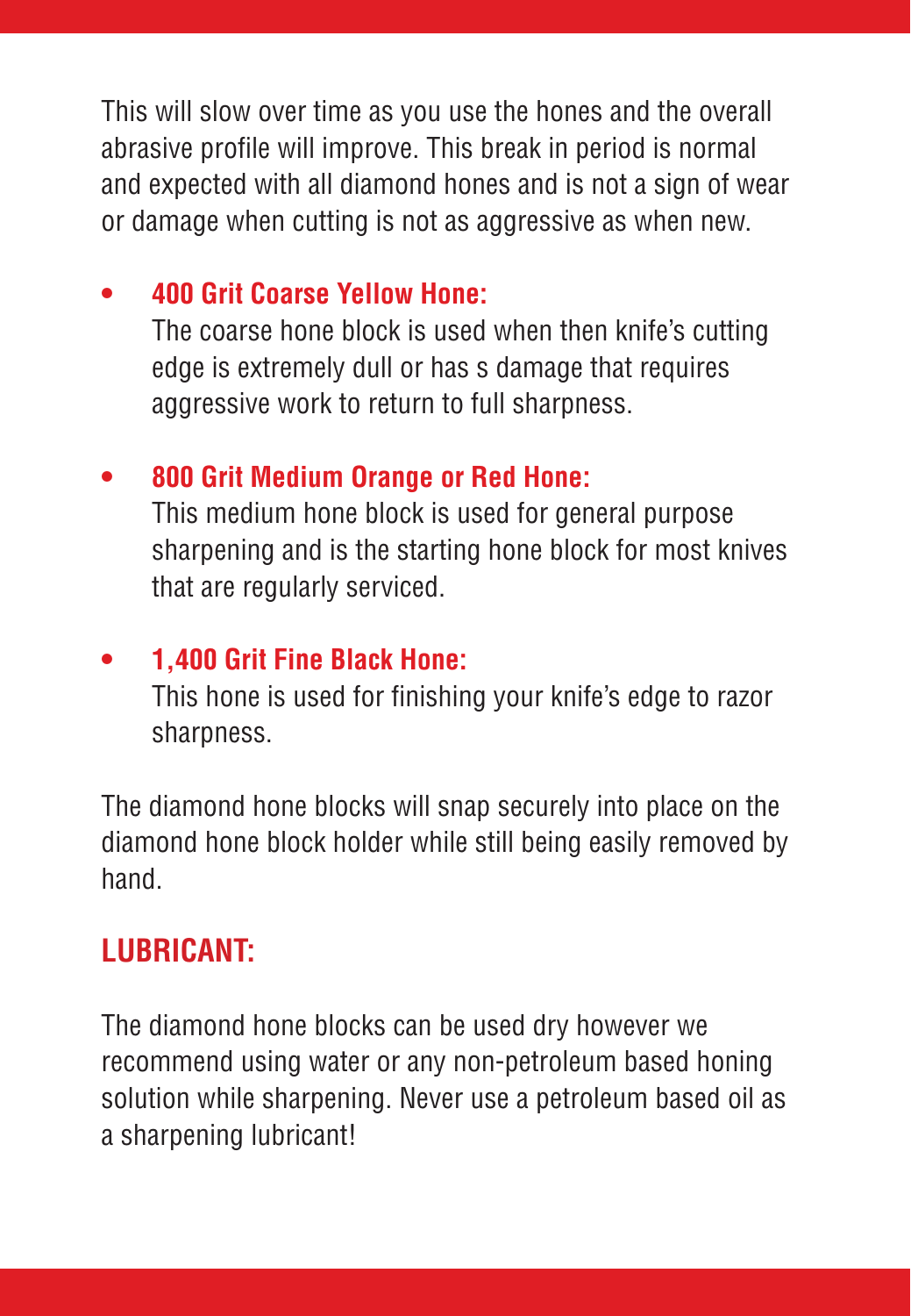This will slow over time as you use the hones and the overall abrasive profile will improve. This break in period is normal and expected with all diamond hones and is not a sign of wear or damage when cutting is not as aggressive as when new.

- **400 Grit Coarse Yellow Hone:**
  The coarse hone block is used when then knife's cutting edge is extremely dull or has s damage that requires aggressive work to return to full sharpness.

- **800 Grit Medium Orange or Red Hone:**
  This medium hone block is used for general purpose sharpening and is the starting hone block for most knives that are regularly serviced.

- **1,400 Grit Fine Black Hone:**
  This hone is used for finishing your knife's edge to razor sharpness.

The diamond hone blocks will snap securely into place on the diamond hone block holder while still being easily removed by hand.

## LUBRICANT:

The diamond hone blocks can be used dry however we recommend using water or any non-petroleum based honing solution while sharpening. Never use a petroleum based oil as a sharpening lubricant!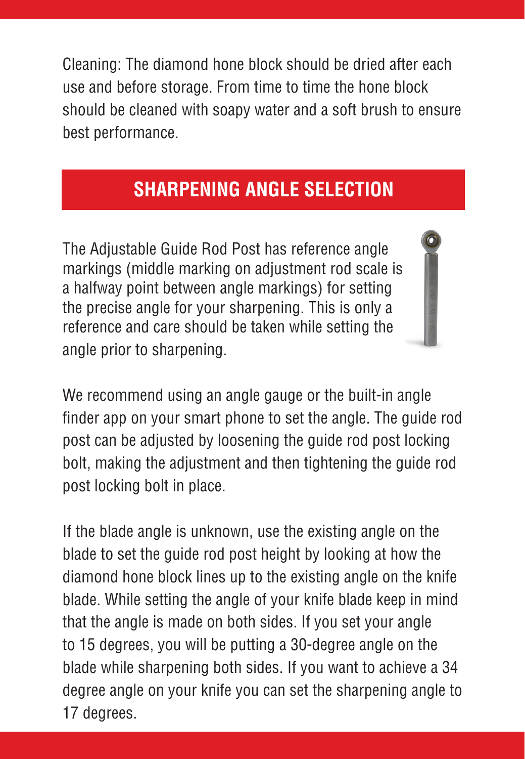Cleaning: The diamond hone block should be dried after each use and before storage. From time to time the hone block should be cleaned with soapy water and a soft brush to ensure best performance.

## SHARPENING ANGLE SELECTION

The Adjustable Guide Rod Post has reference angle markings (middle marking on adjustment rod scale is a halfway point between angle markings) for setting the precise angle for your sharpening. This is only a reference and care should be taken while setting the angle prior to sharpening.

We recommend using an angle gauge or the built-in angle finder app on your smart phone to set the angle. The guide rod post can be adjusted by loosening the guide rod post locking bolt, making the adjustment and then tightening the guide rod post locking bolt in place.

If the blade angle is unknown, use the existing angle on the blade to set the guide rod post height by looking at how the diamond hone block lines up to the existing angle on the knife blade. While setting the angle of your knife blade keep in mind that the angle is made on both sides. If you set your angle to 15 degrees, you will be putting a 30-degree angle on the blade while sharpening both sides. If you want to achieve a 34 degree angle on your knife you can set the sharpening angle to 17 degrees.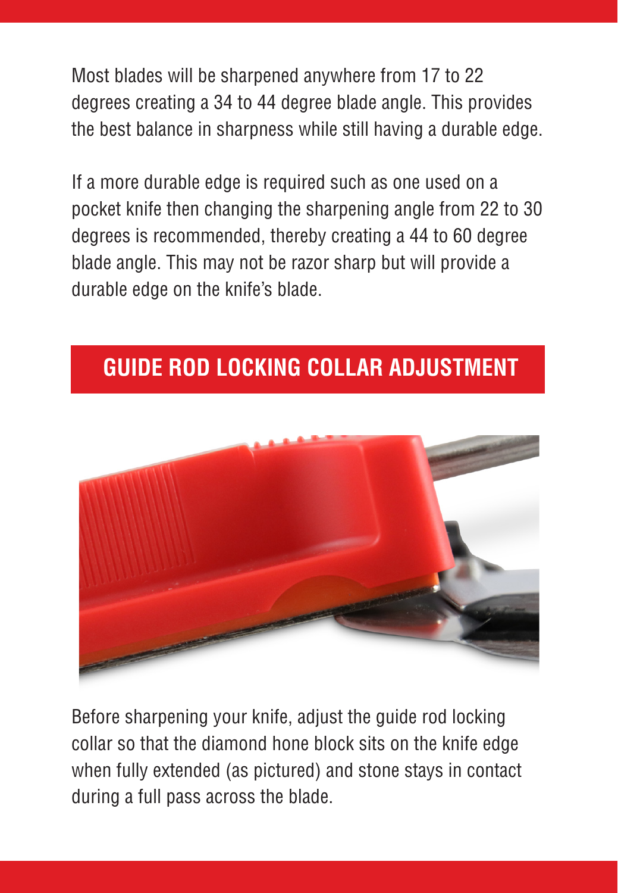Most blades will be sharpened anywhere from 17 to 22 degrees creating a 34 to 44 degree blade angle. This provides the best balance in sharpness while still having a durable edge.

If a more durable edge is required such as one used on a pocket knife then changing the sharpening angle from 22 to 30 degrees is recommended, thereby creating a 44 to 60 degree blade angle. This may not be razor sharp but will provide a durable edge on the knife's blade.

## GUIDE ROD LOCKING COLLAR ADJUSTMENT

Before sharpening your knife, adjust the guide rod locking collar so that the diamond hone block sits on the knife edge when fully extended (as pictured) and stone stays in contact during a full pass across the blade.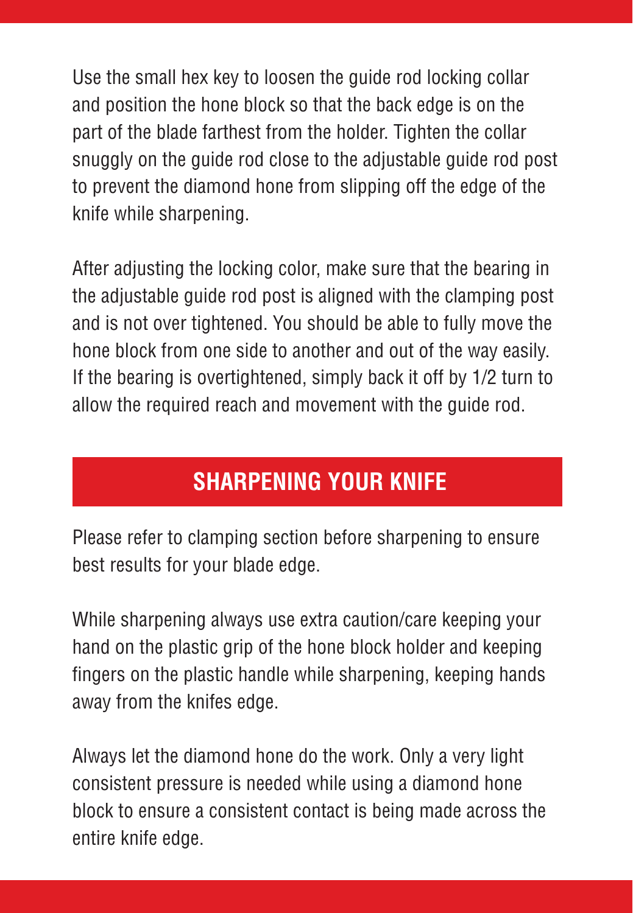Use the small hex key to loosen the guide rod locking collar and position the hone block so that the back edge is on the part of the blade farthest from the holder. Tighten the collar snuggly on the guide rod close to the adjustable guide rod post to prevent the diamond hone from slipping off the edge of the knife while sharpening.

After adjusting the locking color, make sure that the bearing in the adjustable guide rod post is aligned with the clamping post and is not over tightened. You should be able to fully move the hone block from one side to another and out of the way easily. If the bearing is overtightened, simply back it off by 1/2 turn to allow the required reach and movement with the guide rod.

## SHARPENING YOUR KNIFE

Please refer to clamping section before sharpening to ensure best results for your blade edge.

While sharpening always use extra caution/care keeping your hand on the plastic grip of the hone block holder and keeping fingers on the plastic handle while sharpening, keeping hands away from the knifes edge.

Always let the diamond hone do the work. Only a very light consistent pressure is needed while using a diamond hone block to ensure a consistent contact is being made across the entire knife edge.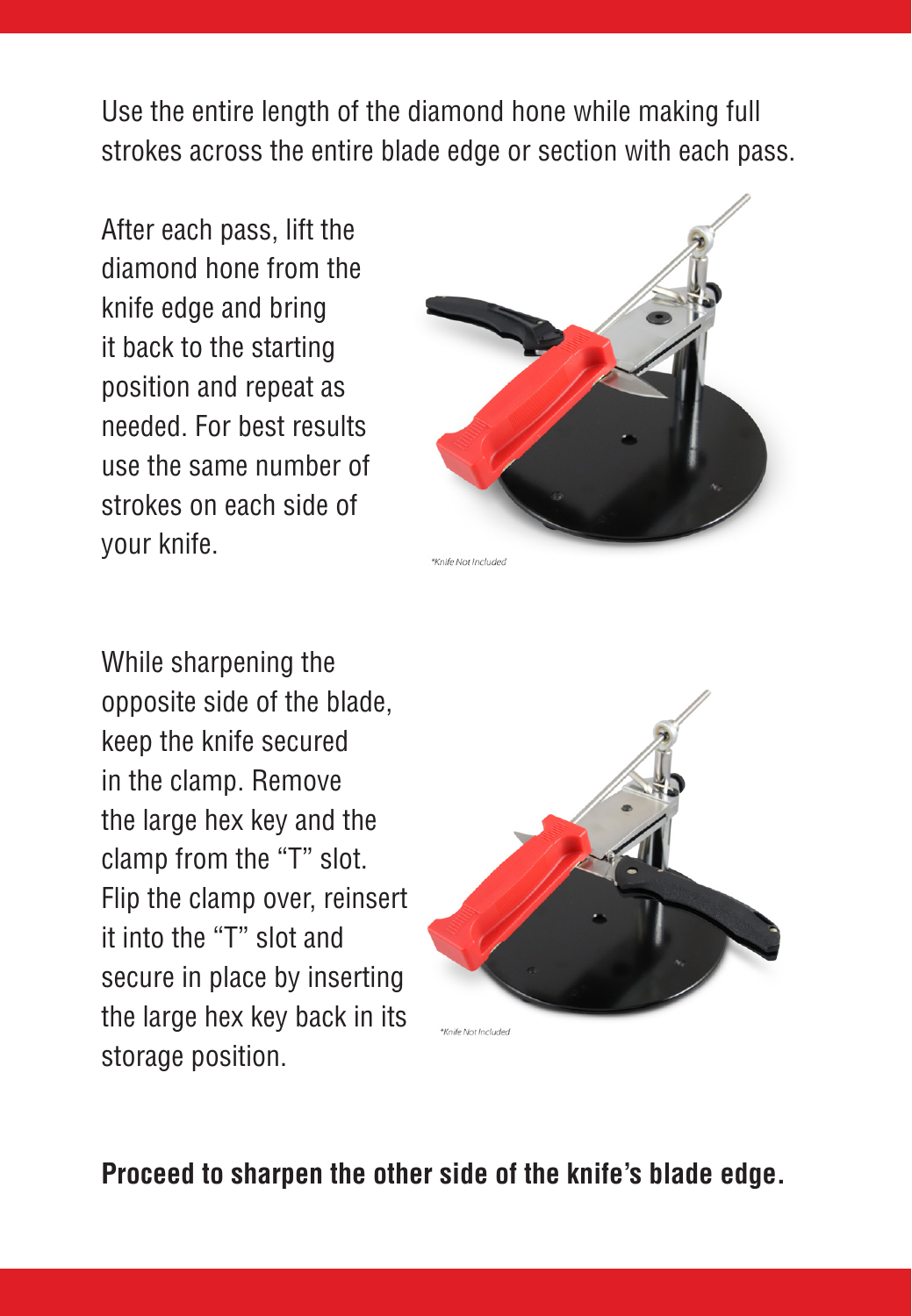Use the entire length of the diamond hone while making full strokes across the entire blade edge or section with each pass.

After each pass, lift the diamond hone from the knife edge and bring it back to the starting position and repeat as needed. For best results use the same number of strokes on each side of your knife.

*Knife Not Included

While sharpening the opposite side of the blade, keep the knife secured in the clamp. Remove the large hex key and the clamp from the "T" slot. Flip the clamp over, reinsert it into the "T" slot and secure in place by inserting the large hex key back in its storage position.

*Knife Not Included

**Proceed to sharpen the other side of the knife's blade edge.**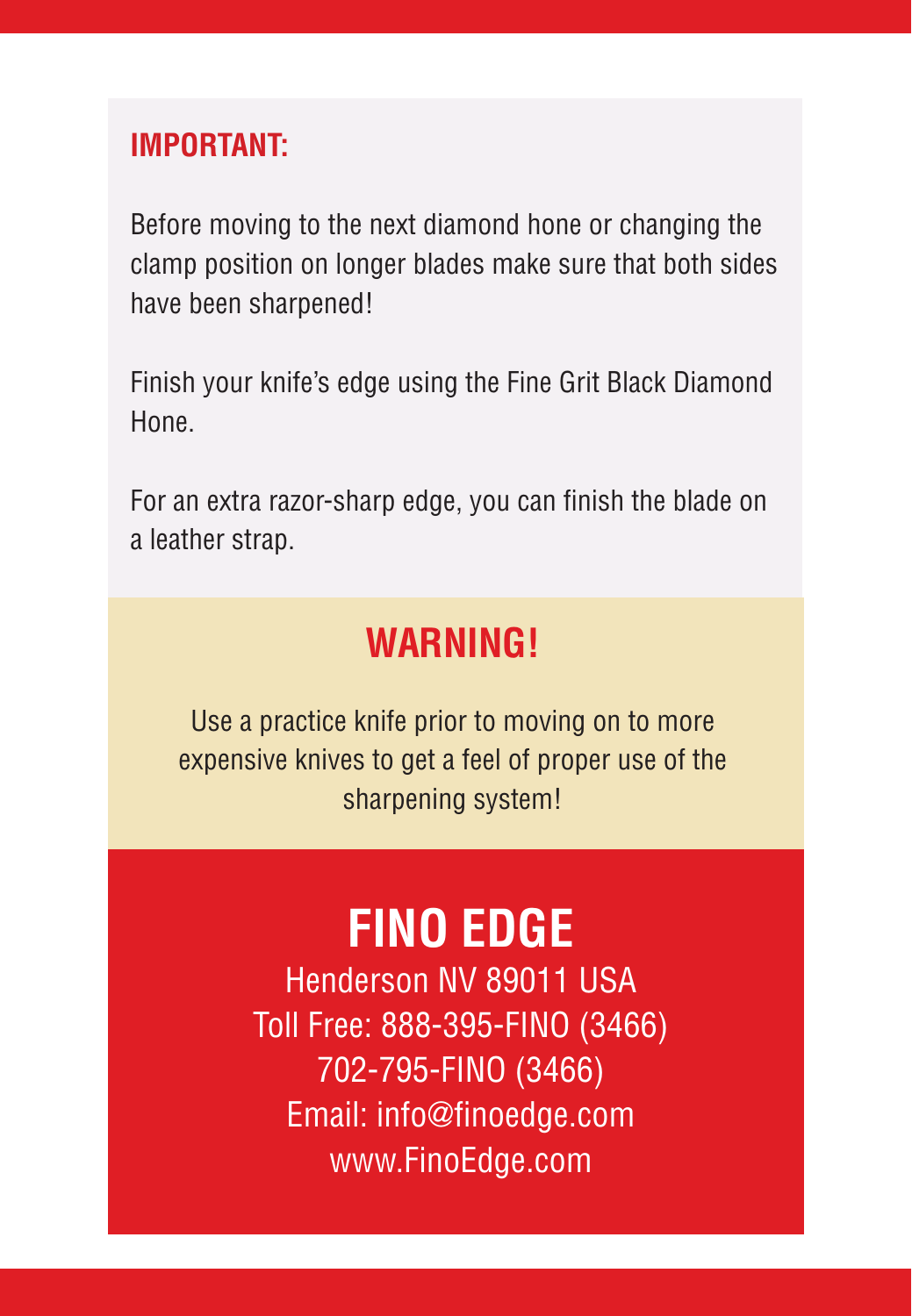**IMPORTANT:**

Before moving to the next diamond hone or changing the clamp position on longer blades make sure that both sides have been sharpened!

Finish your knife's edge using the Fine Grit Black Diamond Hone.

For an extra razor-sharp edge, you can finish the blade on a leather strap.

## WARNING!

Use a practice knife prior to moving on to more expensive knives to get a feel of proper use of the sharpening system!

# FINO EDGE

Henderson NV 89011 USA
Toll Free: 888-395-FINO (3466)
702-795-FINO (3466)
Email: info@finoedge.com
www.FinoEdge.com